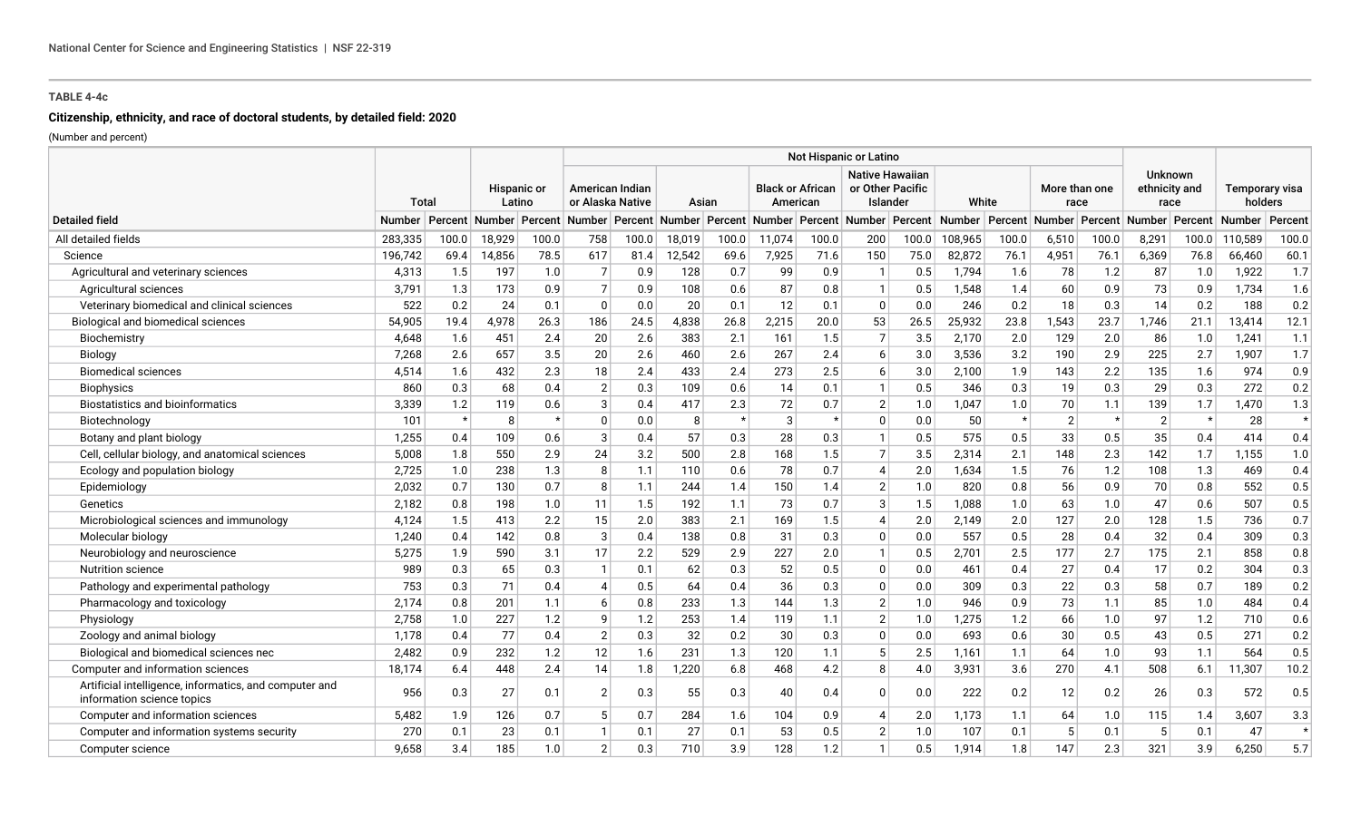**TABLE 4-4c**

**Citizenship, ethnicity, and race of doctoral students, by detailed field: 2020**

(Number and percent)

| Detailed field | Total | | Hispanic or Latino | | Not Hispanic or Latino | | | | | | | | | | | | Unknown ethnicity and race | | Temporary visa holders | |
|---|---|---|---|---|---|---|---|---|---|---|---|---|---|---|---|---|---|---|---|---|
| | | | | | American Indian or Alaska Native | | Asian | | Black or African American | | Native Hawaiian or Other Pacific Islander | | White | | More than one race | | | | | |
| | Number | Percent | Number | Percent | Number | Percent | Number | Percent | Number | Percent | Number | Percent | Number | Percent | Number | Percent | Number | Percent | Number | Percent |
| All detailed fields | 283,335 | 100.0 | 18,929 | 100.0 | 758 | 100.0 | 18,019 | 100.0 | 11,074 | 100.0 | 200 | 100.0 | 108,965 | 100.0 | 6,510 | 100.0 | 8,291 | 100.0 | 110,589 | 100.0 |
| Science | 196,742 | 69.4 | 14,856 | 78.5 | 617 | 81.4 | 12,542 | 69.6 | 7,925 | 71.6 | 150 | 75.0 | 82,872 | 76.1 | 4,951 | 76.1 | 6,369 | 76.8 | 66,460 | 60.1 |
| Agricultural and veterinary sciences | 4,313 | 1.5 | 197 | 1.0 | 7 | 0.9 | 128 | 0.7 | 99 | 0.9 | 1 | 0.5 | 1,794 | 1.6 | 78 | 1.2 | 87 | 1.0 | 1,922 | 1.7 |
| Agricultural sciences | 3,791 | 1.3 | 173 | 0.9 | 7 | 0.9 | 108 | 0.6 | 87 | 0.8 | 1 | 0.5 | 1,548 | 1.4 | 60 | 0.9 | 73 | 0.9 | 1,734 | 1.6 |
| Veterinary biomedical and clinical sciences | 522 | 0.2 | 24 | 0.1 | 0 | 0.0 | 20 | 0.1 | 12 | 0.1 | 0 | 0.0 | 246 | 0.2 | 18 | 0.3 | 14 | 0.2 | 188 | 0.2 |
| Biological and biomedical sciences | 54,905 | 19.4 | 4,978 | 26.3 | 186 | 24.5 | 4,838 | 26.8 | 2,215 | 20.0 | 53 | 26.5 | 25,932 | 23.8 | 1,543 | 23.7 | 1,746 | 21.1 | 13,414 | 12.1 |
| Biochemistry | 4,648 | 1.6 | 451 | 2.4 | 20 | 2.6 | 383 | 2.1 | 161 | 1.5 | 7 | 3.5 | 2,170 | 2.0 | 129 | 2.0 | 86 | 1.0 | 1,241 | 1.1 |
| Biology | 7,268 | 2.6 | 657 | 3.5 | 20 | 2.6 | 460 | 2.6 | 267 | 2.4 | 6 | 3.0 | 3,536 | 3.2 | 190 | 2.9 | 225 | 2.7 | 1,907 | 1.7 |
| Biomedical sciences | 4,514 | 1.6 | 432 | 2.3 | 18 | 2.4 | 433 | 2.4 | 273 | 2.5 | 6 | 3.0 | 2,100 | 1.9 | 143 | 2.2 | 135 | 1.6 | 974 | 0.9 |
| Biophysics | 860 | 0.3 | 68 | 0.4 | 2 | 0.3 | 109 | 0.6 | 14 | 0.1 | 1 | 0.5 | 346 | 0.3 | 19 | 0.3 | 29 | 0.3 | 272 | 0.2 |
| Biostatistics and bioinformatics | 3,339 | 1.2 | 119 | 0.6 | 3 | 0.4 | 417 | 2.3 | 72 | 0.7 | 2 | 1.0 | 1,047 | 1.0 | 70 | 1.1 | 139 | 1.7 | 1,470 | 1.3 |
| Biotechnology | 101 | * | 8 | * | 0 | 0.0 | 8 | * | 3 | * | 0 | 0.0 | 50 | * | 2 | * | 2 | * | 28 | * |
| Botany and plant biology | 1,255 | 0.4 | 109 | 0.6 | 3 | 0.4 | 57 | 0.3 | 28 | 0.3 | 1 | 0.5 | 575 | 0.5 | 33 | 0.5 | 35 | 0.4 | 414 | 0.4 |
| Cell, cellular biology, and anatomical sciences | 5,008 | 1.8 | 550 | 2.9 | 24 | 3.2 | 500 | 2.8 | 168 | 1.5 | 7 | 3.5 | 2,314 | 2.1 | 148 | 2.3 | 142 | 1.7 | 1,155 | 1.0 |
| Ecology and population biology | 2,725 | 1.0 | 238 | 1.3 | 8 | 1.1 | 110 | 0.6 | 78 | 0.7 | 4 | 2.0 | 1,634 | 1.5 | 76 | 1.2 | 108 | 1.3 | 469 | 0.4 |
| Epidemiology | 2,032 | 0.7 | 130 | 0.7 | 8 | 1.1 | 244 | 1.4 | 150 | 1.4 | 2 | 1.0 | 820 | 0.8 | 56 | 0.9 | 70 | 0.8 | 552 | 0.5 |
| Genetics | 2,182 | 0.8 | 198 | 1.0 | 11 | 1.5 | 192 | 1.1 | 73 | 0.7 | 3 | 1.5 | 1,088 | 1.0 | 63 | 1.0 | 47 | 0.6 | 507 | 0.5 |
| Microbiological sciences and immunology | 4,124 | 1.5 | 413 | 2.2 | 15 | 2.0 | 383 | 2.1 | 169 | 1.5 | 4 | 2.0 | 2,149 | 2.0 | 127 | 2.0 | 128 | 1.5 | 736 | 0.7 |
| Molecular biology | 1,240 | 0.4 | 142 | 0.8 | 3 | 0.4 | 138 | 0.8 | 31 | 0.3 | 0 | 0.0 | 557 | 0.5 | 28 | 0.4 | 32 | 0.4 | 309 | 0.3 |
| Neurobiology and neuroscience | 5,275 | 1.9 | 590 | 3.1 | 17 | 2.2 | 529 | 2.9 | 227 | 2.0 | 1 | 0.5 | 2,701 | 2.5 | 177 | 2.7 | 175 | 2.1 | 858 | 0.8 |
| Nutrition science | 989 | 0.3 | 65 | 0.3 | 1 | 0.1 | 62 | 0.3 | 52 | 0.5 | 0 | 0.0 | 461 | 0.4 | 27 | 0.4 | 17 | 0.2 | 304 | 0.3 |
| Pathology and experimental pathology | 753 | 0.3 | 71 | 0.4 | 4 | 0.5 | 64 | 0.4 | 36 | 0.3 | 0 | 0.0 | 309 | 0.3 | 22 | 0.3 | 58 | 0.7 | 189 | 0.2 |
| Pharmacology and toxicology | 2,174 | 0.8 | 201 | 1.1 | 6 | 0.8 | 233 | 1.3 | 144 | 1.3 | 2 | 1.0 | 946 | 0.9 | 73 | 1.1 | 85 | 1.0 | 484 | 0.4 |
| Physiology | 2,758 | 1.0 | 227 | 1.2 | 9 | 1.2 | 253 | 1.4 | 119 | 1.1 | 2 | 1.0 | 1,275 | 1.2 | 66 | 1.0 | 97 | 1.2 | 710 | 0.6 |
| Zoology and animal biology | 1,178 | 0.4 | 77 | 0.4 | 2 | 0.3 | 32 | 0.2 | 30 | 0.3 | 0 | 0.0 | 693 | 0.6 | 30 | 0.5 | 43 | 0.5 | 271 | 0.2 |
| Biological and biomedical sciences nec | 2,482 | 0.9 | 232 | 1.2 | 12 | 1.6 | 231 | 1.3 | 120 | 1.1 | 5 | 2.5 | 1,161 | 1.1 | 64 | 1.0 | 93 | 1.1 | 564 | 0.5 |
| Computer and information sciences | 18,174 | 6.4 | 448 | 2.4 | 14 | 1.8 | 1,220 | 6.8 | 468 | 4.2 | 8 | 4.0 | 3,931 | 3.6 | 270 | 4.1 | 508 | 6.1 | 11,307 | 10.2 |
| Artificial intelligence, informatics, and computer and information science topics | 956 | 0.3 | 27 | 0.1 | 2 | 0.3 | 55 | 0.3 | 40 | 0.4 | 0 | 0.0 | 222 | 0.2 | 12 | 0.2 | 26 | 0.3 | 572 | 0.5 |
| Computer and information sciences | 5,482 | 1.9 | 126 | 0.7 | 5 | 0.7 | 284 | 1.6 | 104 | 0.9 | 4 | 2.0 | 1,173 | 1.1 | 64 | 1.0 | 115 | 1.4 | 3,607 | 3.3 |
| Computer and information systems security | 270 | 0.1 | 23 | 0.1 | 1 | 0.1 | 27 | 0.1 | 53 | 0.5 | 2 | 1.0 | 107 | 0.1 | 5 | 0.1 | 5 | 0.1 | 47 | * |
| Computer science | 9,658 | 3.4 | 185 | 1.0 | 2 | 0.3 | 710 | 3.9 | 128 | 1.2 | 1 | 0.5 | 1,914 | 1.8 | 147 | 2.3 | 321 | 3.9 | 6,250 | 5.7 |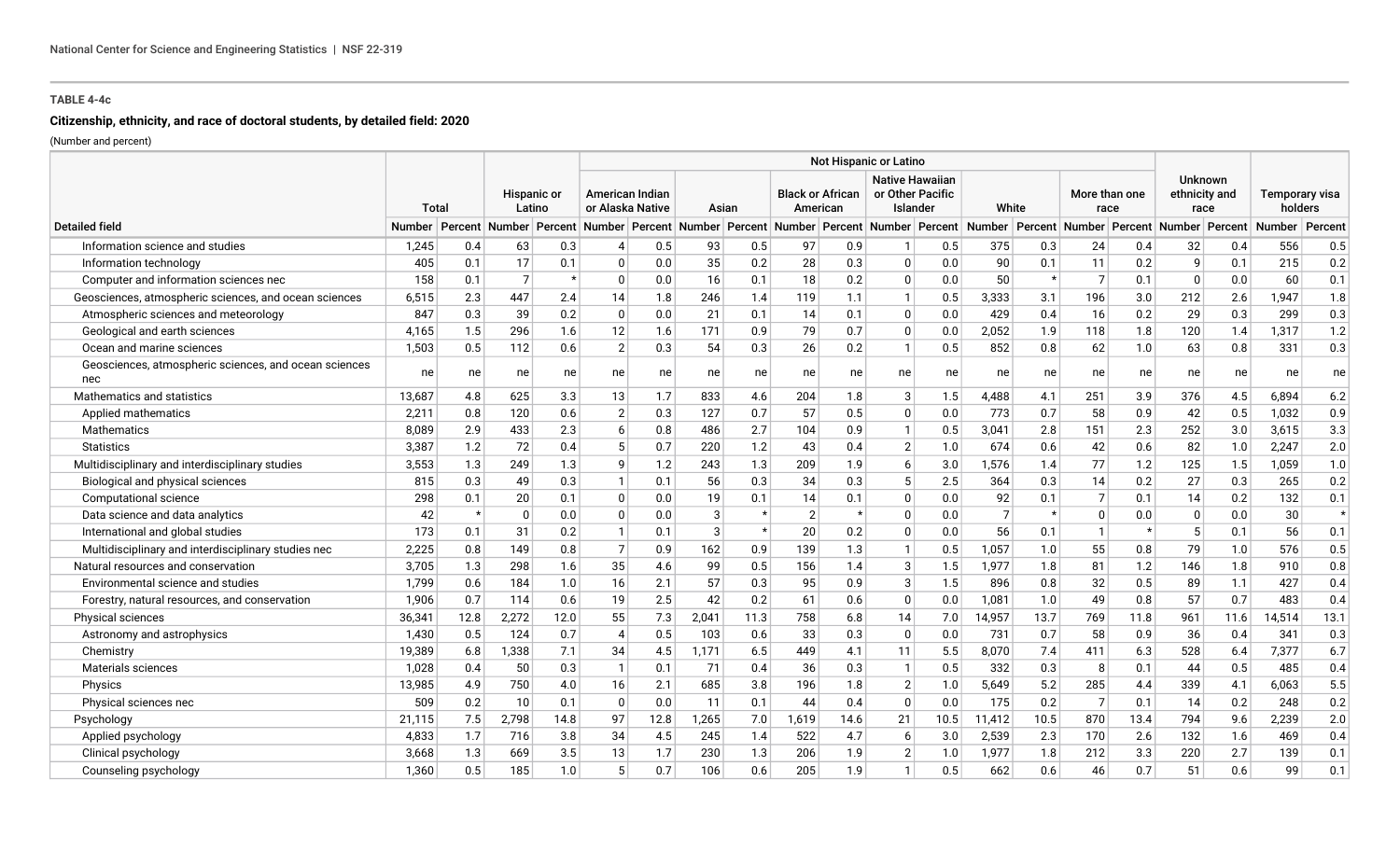**TABLE 4-4c**

**Citizenship, ethnicity, and race of doctoral students, by detailed field: 2020**

(Number and percent)

| Detailed field | Total | | Hispanic or Latino | | Not Hispanic or Latino | | | | | | | | | | | | | | Unknown ethnicity and race | | Temporary visa holders | |
|---|---|---|---|---|---|---|---|---|---|---|---|---|---|---|---|---|---|---|---|---|---|---|
| | | | | | American Indian or Alaska Native | | Asian | | Black or African American | | Native Hawaiian or Other Pacific Islander | | White | | More than one race | | | | | | | |
| | Number | Percent | Number | Percent | Number | Percent | Number | Percent | Number | Percent | Number | Percent | Number | Percent | Number | Percent | | | Number | Percent | Number | Percent |
| Information science and studies | 1,245 | 0.4 | 63 | 0.3 | 4 | 0.5 | 93 | 0.5 | 97 | 0.9 | 1 | 0.5 | 375 | 0.3 | 24 | 0.4 | | | 32 | 0.4 | 556 | 0.5 |
| Information technology | 405 | 0.1 | 17 | 0.1 | 0 | 0.0 | 35 | 0.2 | 28 | 0.3 | 0 | 0.0 | 90 | 0.1 | 11 | 0.2 | | | 9 | 0.1 | 215 | 0.2 |
| Computer and information sciences nec | 158 | 0.1 | 7 | * | 0 | 0.0 | 16 | 0.1 | 18 | 0.2 | 0 | 0.0 | 50 | * | 7 | 0.1 | | | 0 | 0.0 | 60 | 0.1 |
| Geosciences, atmospheric sciences, and ocean sciences | 6,515 | 2.3 | 447 | 2.4 | 14 | 1.8 | 246 | 1.4 | 119 | 1.1 | 1 | 0.5 | 3,333 | 3.1 | 196 | 3.0 | | | 212 | 2.6 | 1,947 | 1.8 |
| Atmospheric sciences and meteorology | 847 | 0.3 | 39 | 0.2 | 0 | 0.0 | 21 | 0.1 | 14 | 0.1 | 0 | 0.0 | 429 | 0.4 | 16 | 0.2 | | | 29 | 0.3 | 299 | 0.3 |
| Geological and earth sciences | 4,165 | 1.5 | 296 | 1.6 | 12 | 1.6 | 171 | 0.9 | 79 | 0.7 | 0 | 0.0 | 2,052 | 1.9 | 118 | 1.8 | | | 120 | 1.4 | 1,317 | 1.2 |
| Ocean and marine sciences | 1,503 | 0.5 | 112 | 0.6 | 2 | 0.3 | 54 | 0.3 | 26 | 0.2 | 1 | 0.5 | 852 | 0.8 | 62 | 1.0 | | | 63 | 0.8 | 331 | 0.3 |
| Geosciences, atmospheric sciences, and ocean sciences nec | ne | ne | ne | ne | ne | ne | ne | ne | ne | ne | ne | ne | ne | ne | ne | ne | | | ne | ne | ne | ne |
| Mathematics and statistics | 13,687 | 4.8 | 625 | 3.3 | 13 | 1.7 | 833 | 4.6 | 204 | 1.8 | 3 | 1.5 | 4,488 | 4.1 | 251 | 3.9 | | | 376 | 4.5 | 6,894 | 6.2 |
| Applied mathematics | 2,211 | 0.8 | 120 | 0.6 | 2 | 0.3 | 127 | 0.7 | 57 | 0.5 | 0 | 0.0 | 773 | 0.7 | 58 | 0.9 | | | 42 | 0.5 | 1,032 | 0.9 |
| Mathematics | 8,089 | 2.9 | 433 | 2.3 | 6 | 0.8 | 486 | 2.7 | 104 | 0.9 | 1 | 0.5 | 3,041 | 2.8 | 151 | 2.3 | | | 252 | 3.0 | 3,615 | 3.3 |
| Statistics | 3,387 | 1.2 | 72 | 0.4 | 5 | 0.7 | 220 | 1.2 | 43 | 0.4 | 2 | 1.0 | 674 | 0.6 | 42 | 0.6 | | | 82 | 1.0 | 2,247 | 2.0 |
| Multidisciplinary and interdisciplinary studies | 3,553 | 1.3 | 249 | 1.3 | 9 | 1.2 | 243 | 1.3 | 209 | 1.9 | 6 | 3.0 | 1,576 | 1.4 | 77 | 1.2 | | | 125 | 1.5 | 1,059 | 1.0 |
| Biological and physical sciences | 815 | 0.3 | 49 | 0.3 | 1 | 0.1 | 56 | 0.3 | 34 | 0.3 | 5 | 2.5 | 364 | 0.3 | 14 | 0.2 | | | 27 | 0.3 | 265 | 0.2 |
| Computational science | 298 | 0.1 | 20 | 0.1 | 0 | 0.0 | 19 | 0.1 | 14 | 0.1 | 0 | 0.0 | 92 | 0.1 | 7 | 0.1 | | | 14 | 0.2 | 132 | 0.1 |
| Data science and data analytics | 42 | * | 0 | 0.0 | 0 | 0.0 | 3 | * | 2 | * | 0 | 0.0 | 7 | * | 0 | 0.0 | | | 0 | 0.0 | 30 | * |
| International and global studies | 173 | 0.1 | 31 | 0.2 | 1 | 0.1 | 3 | * | 20 | 0.2 | 0 | 0.0 | 56 | 0.1 | 1 | * | | | 5 | 0.1 | 56 | 0.1 |
| Multidisciplinary and interdisciplinary studies nec | 2,225 | 0.8 | 149 | 0.8 | 7 | 0.9 | 162 | 0.9 | 139 | 1.3 | 1 | 0.5 | 1,057 | 1.0 | 55 | 0.8 | | | 79 | 1.0 | 576 | 0.5 |
| Natural resources and conservation | 3,705 | 1.3 | 298 | 1.6 | 35 | 4.6 | 99 | 0.5 | 156 | 1.4 | 3 | 1.5 | 1,977 | 1.8 | 81 | 1.2 | | | 146 | 1.8 | 910 | 0.8 |
| Environmental science and studies | 1,799 | 0.6 | 184 | 1.0 | 16 | 2.1 | 57 | 0.3 | 95 | 0.9 | 3 | 1.5 | 896 | 0.8 | 32 | 0.5 | | | 89 | 1.1 | 427 | 0.4 |
| Forestry, natural resources, and conservation | 1,906 | 0.7 | 114 | 0.6 | 19 | 2.5 | 42 | 0.2 | 61 | 0.6 | 0 | 0.0 | 1,081 | 1.0 | 49 | 0.8 | | | 57 | 0.7 | 483 | 0.4 |
| Physical sciences | 36,341 | 12.8 | 2,272 | 12.0 | 55 | 7.3 | 2,041 | 11.3 | 758 | 6.8 | 14 | 7.0 | 14,957 | 13.7 | 769 | 11.8 | | | 961 | 11.6 | 14,514 | 13.1 |
| Astronomy and astrophysics | 1,430 | 0.5 | 124 | 0.7 | 4 | 0.5 | 103 | 0.6 | 33 | 0.3 | 0 | 0.0 | 731 | 0.7 | 58 | 0.9 | | | 36 | 0.4 | 341 | 0.3 |
| Chemistry | 19,389 | 6.8 | 1,338 | 7.1 | 34 | 4.5 | 1,171 | 6.5 | 449 | 4.1 | 11 | 5.5 | 8,070 | 7.4 | 411 | 6.3 | | | 528 | 6.4 | 7,377 | 6.7 |
| Materials sciences | 1,028 | 0.4 | 50 | 0.3 | 1 | 0.1 | 71 | 0.4 | 36 | 0.3 | 1 | 0.5 | 332 | 0.3 | 8 | 0.1 | | | 44 | 0.5 | 485 | 0.4 |
| Physics | 13,985 | 4.9 | 750 | 4.0 | 16 | 2.1 | 685 | 3.8 | 196 | 1.8 | 2 | 1.0 | 5,649 | 5.2 | 285 | 4.4 | | | 339 | 4.1 | 6,063 | 5.5 |
| Physical sciences nec | 509 | 0.2 | 10 | 0.1 | 0 | 0.0 | 11 | 0.1 | 44 | 0.4 | 0 | 0.0 | 175 | 0.2 | 7 | 0.1 | | | 14 | 0.2 | 248 | 0.2 |
| Psychology | 21,115 | 7.5 | 2,798 | 14.8 | 97 | 12.8 | 1,265 | 7.0 | 1,619 | 14.6 | 21 | 10.5 | 11,412 | 10.5 | 870 | 13.4 | | | 794 | 9.6 | 2,239 | 2.0 |
| Applied psychology | 4,833 | 1.7 | 716 | 3.8 | 34 | 4.5 | 245 | 1.4 | 522 | 4.7 | 6 | 3.0 | 2,539 | 2.3 | 170 | 2.6 | | | 132 | 1.6 | 469 | 0.4 |
| Clinical psychology | 3,668 | 1.3 | 669 | 3.5 | 13 | 1.7 | 230 | 1.3 | 206 | 1.9 | 2 | 1.0 | 1,977 | 1.8 | 212 | 3.3 | | | 220 | 2.7 | 139 | 0.1 |
| Counseling psychology | 1,360 | 0.5 | 185 | 1.0 | 5 | 0.7 | 106 | 0.6 | 205 | 1.9 | 1 | 0.5 | 662 | 0.6 | 46 | 0.7 | | | 51 | 0.6 | 99 | 0.1 |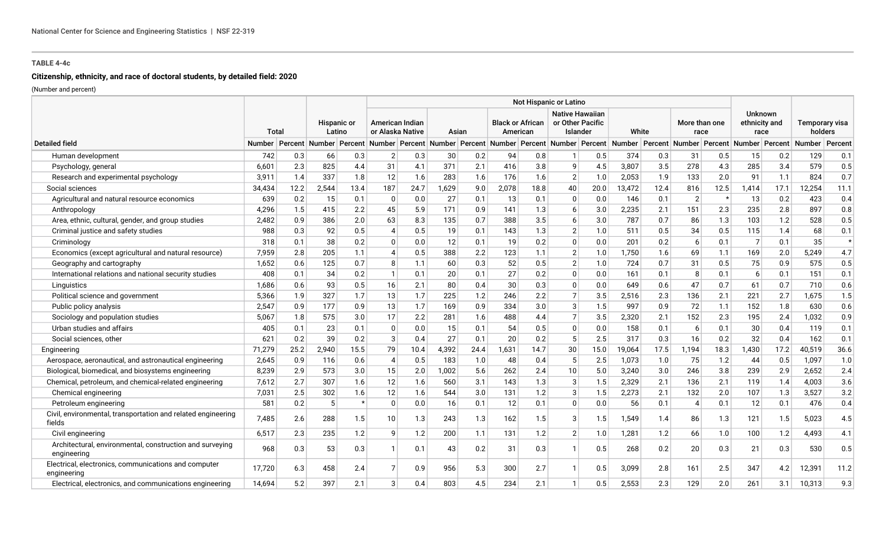**TABLE 4-4c**

**Citizenship, ethnicity, and race of doctoral students, by detailed field: 2020**

(Number and percent)

| Detailed field | Total | | Hispanic or Latino | | Not Hispanic or Latino | | | | | | | | | | | | Unknown ethnicity and race | | Temporary visa holders | |
|---|---|---|---|---|---|---|---|---|---|---|---|---|---|---|---|---|---|---|---|---|
| | | | | | American Indian or Alaska Native | | Asian | | Black or African American | | Native Hawaiian or Other Pacific Islander | | White | | More than one race | | | | | |
| | Number | Percent | Number | Percent | Number | Percent | Number | Percent | Number | Percent | Number | Percent | Number | Percent | Number | Percent | Number | Percent | Number | Percent |
| Human development | 742 | 0.3 | 66 | 0.3 | 2 | 0.3 | 30 | 0.2 | 94 | 0.8 | 1 | 0.5 | 374 | 0.3 | 31 | 0.5 | 15 | 0.2 | 129 | 0.1 |
| Psychology, general | 6,601 | 2.3 | 825 | 4.4 | 31 | 4.1 | 371 | 2.1 | 416 | 3.8 | 9 | 4.5 | 3,807 | 3.5 | 278 | 4.3 | 285 | 3.4 | 579 | 0.5 |
| Research and experimental psychology | 3,911 | 1.4 | 337 | 1.8 | 12 | 1.6 | 283 | 1.6 | 176 | 1.6 | 2 | 1.0 | 2,053 | 1.9 | 133 | 2.0 | 91 | 1.1 | 824 | 0.7 |
| Social sciences | 34,434 | 12.2 | 2,544 | 13.4 | 187 | 24.7 | 1,629 | 9.0 | 2,078 | 18.8 | 40 | 20.0 | 13,472 | 12.4 | 816 | 12.5 | 1,414 | 17.1 | 12,254 | 11.1 |
| Agricultural and natural resource economics | 639 | 0.2 | 15 | 0.1 | 0 | 0.0 | 27 | 0.1 | 13 | 0.1 | 0 | 0.0 | 146 | 0.1 | 2 | * | 13 | 0.2 | 423 | 0.4 |
| Anthropology | 4,296 | 1.5 | 415 | 2.2 | 45 | 5.9 | 171 | 0.9 | 141 | 1.3 | 6 | 3.0 | 2,235 | 2.1 | 151 | 2.3 | 235 | 2.8 | 897 | 0.8 |
| Area, ethnic, cultural, gender, and group studies | 2,482 | 0.9 | 386 | 2.0 | 63 | 8.3 | 135 | 0.7 | 388 | 3.5 | 6 | 3.0 | 787 | 0.7 | 86 | 1.3 | 103 | 1.2 | 528 | 0.5 |
| Criminal justice and safety studies | 988 | 0.3 | 92 | 0.5 | 4 | 0.5 | 19 | 0.1 | 143 | 1.3 | 2 | 1.0 | 511 | 0.5 | 34 | 0.5 | 115 | 1.4 | 68 | 0.1 |
| Criminology | 318 | 0.1 | 38 | 0.2 | 0 | 0.0 | 12 | 0.1 | 19 | 0.2 | 0 | 0.0 | 201 | 0.2 | 6 | 0.1 | 7 | 0.1 | 35 | * |
| Economics (except agricultural and natural resource) | 7,959 | 2.8 | 205 | 1.1 | 4 | 0.5 | 388 | 2.2 | 123 | 1.1 | 2 | 1.0 | 1,750 | 1.6 | 69 | 1.1 | 169 | 2.0 | 5,249 | 4.7 |
| Geography and cartography | 1,652 | 0.6 | 125 | 0.7 | 8 | 1.1 | 60 | 0.3 | 52 | 0.5 | 2 | 1.0 | 724 | 0.7 | 31 | 0.5 | 75 | 0.9 | 575 | 0.5 |
| International relations and national security studies | 408 | 0.1 | 34 | 0.2 | 1 | 0.1 | 20 | 0.1 | 27 | 0.2 | 0 | 0.0 | 161 | 0.1 | 8 | 0.1 | 6 | 0.1 | 151 | 0.1 |
| Linguistics | 1,686 | 0.6 | 93 | 0.5 | 16 | 2.1 | 80 | 0.4 | 30 | 0.3 | 0 | 0.0 | 649 | 0.6 | 47 | 0.7 | 61 | 0.7 | 710 | 0.6 |
| Political science and government | 5,366 | 1.9 | 327 | 1.7 | 13 | 1.7 | 225 | 1.2 | 246 | 2.2 | 7 | 3.5 | 2,516 | 2.3 | 136 | 2.1 | 221 | 2.7 | 1,675 | 1.5 |
| Public policy analysis | 2,547 | 0.9 | 177 | 0.9 | 13 | 1.7 | 169 | 0.9 | 334 | 3.0 | 3 | 1.5 | 997 | 0.9 | 72 | 1.1 | 152 | 1.8 | 630 | 0.6 |
| Sociology and population studies | 5,067 | 1.8 | 575 | 3.0 | 17 | 2.2 | 281 | 1.6 | 488 | 4.4 | 7 | 3.5 | 2,320 | 2.1 | 152 | 2.3 | 195 | 2.4 | 1,032 | 0.9 |
| Urban studies and affairs | 405 | 0.1 | 23 | 0.1 | 0 | 0.0 | 15 | 0.1 | 54 | 0.5 | 0 | 0.0 | 158 | 0.1 | 6 | 0.1 | 30 | 0.4 | 119 | 0.1 |
| Social sciences, other | 621 | 0.2 | 39 | 0.2 | 3 | 0.4 | 27 | 0.1 | 20 | 0.2 | 5 | 2.5 | 317 | 0.3 | 16 | 0.2 | 32 | 0.4 | 162 | 0.1 |
| Engineering | 71,279 | 25.2 | 2,940 | 15.5 | 79 | 10.4 | 4,392 | 24.4 | 1,631 | 14.7 | 30 | 15.0 | 19,064 | 17.5 | 1,194 | 18.3 | 1,430 | 17.2 | 40,519 | 36.6 |
| Aerospace, aeronautical, and astronautical engineering | 2,645 | 0.9 | 116 | 0.6 | 4 | 0.5 | 183 | 1.0 | 48 | 0.4 | 5 | 2.5 | 1,073 | 1.0 | 75 | 1.2 | 44 | 0.5 | 1,097 | 1.0 |
| Biological, biomedical, and biosystems engineering | 8,239 | 2.9 | 573 | 3.0 | 15 | 2.0 | 1,002 | 5.6 | 262 | 2.4 | 10 | 5.0 | 3,240 | 3.0 | 246 | 3.8 | 239 | 2.9 | 2,652 | 2.4 |
| Chemical, petroleum, and chemical-related engineering | 7,612 | 2.7 | 307 | 1.6 | 12 | 1.6 | 560 | 3.1 | 143 | 1.3 | 3 | 1.5 | 2,329 | 2.1 | 136 | 2.1 | 119 | 1.4 | 4,003 | 3.6 |
| Chemical engineering | 7,031 | 2.5 | 302 | 1.6 | 12 | 1.6 | 544 | 3.0 | 131 | 1.2 | 3 | 1.5 | 2,273 | 2.1 | 132 | 2.0 | 107 | 1.3 | 3,527 | 3.2 |
| Petroleum engineering | 581 | 0.2 | 5 | * | 0 | 0.0 | 16 | 0.1 | 12 | 0.1 | 0 | 0.0 | 56 | 0.1 | 4 | 0.1 | 12 | 0.1 | 476 | 0.4 |
| Civil, environmental, transportation and related engineering fields | 7,485 | 2.6 | 288 | 1.5 | 10 | 1.3 | 243 | 1.3 | 162 | 1.5 | 3 | 1.5 | 1,549 | 1.4 | 86 | 1.3 | 121 | 1.5 | 5,023 | 4.5 |
| Civil engineering | 6,517 | 2.3 | 235 | 1.2 | 9 | 1.2 | 200 | 1.1 | 131 | 1.2 | 2 | 1.0 | 1,281 | 1.2 | 66 | 1.0 | 100 | 1.2 | 4,493 | 4.1 |
| Architectural, environmental, construction and surveying engineering | 968 | 0.3 | 53 | 0.3 | 1 | 0.1 | 43 | 0.2 | 31 | 0.3 | 1 | 0.5 | 268 | 0.2 | 20 | 0.3 | 21 | 0.3 | 530 | 0.5 |
| Electrical, electronics, communications and computer engineering | 17,720 | 6.3 | 458 | 2.4 | 7 | 0.9 | 956 | 5.3 | 300 | 2.7 | 1 | 0.5 | 3,099 | 2.8 | 161 | 2.5 | 347 | 4.2 | 12,391 | 11.2 |
| Electrical, electronics, and communications engineering | 14,694 | 5.2 | 397 | 2.1 | 3 | 0.4 | 803 | 4.5 | 234 | 2.1 | 1 | 0.5 | 2,553 | 2.3 | 129 | 2.0 | 261 | 3.1 | 10,313 | 9.3 |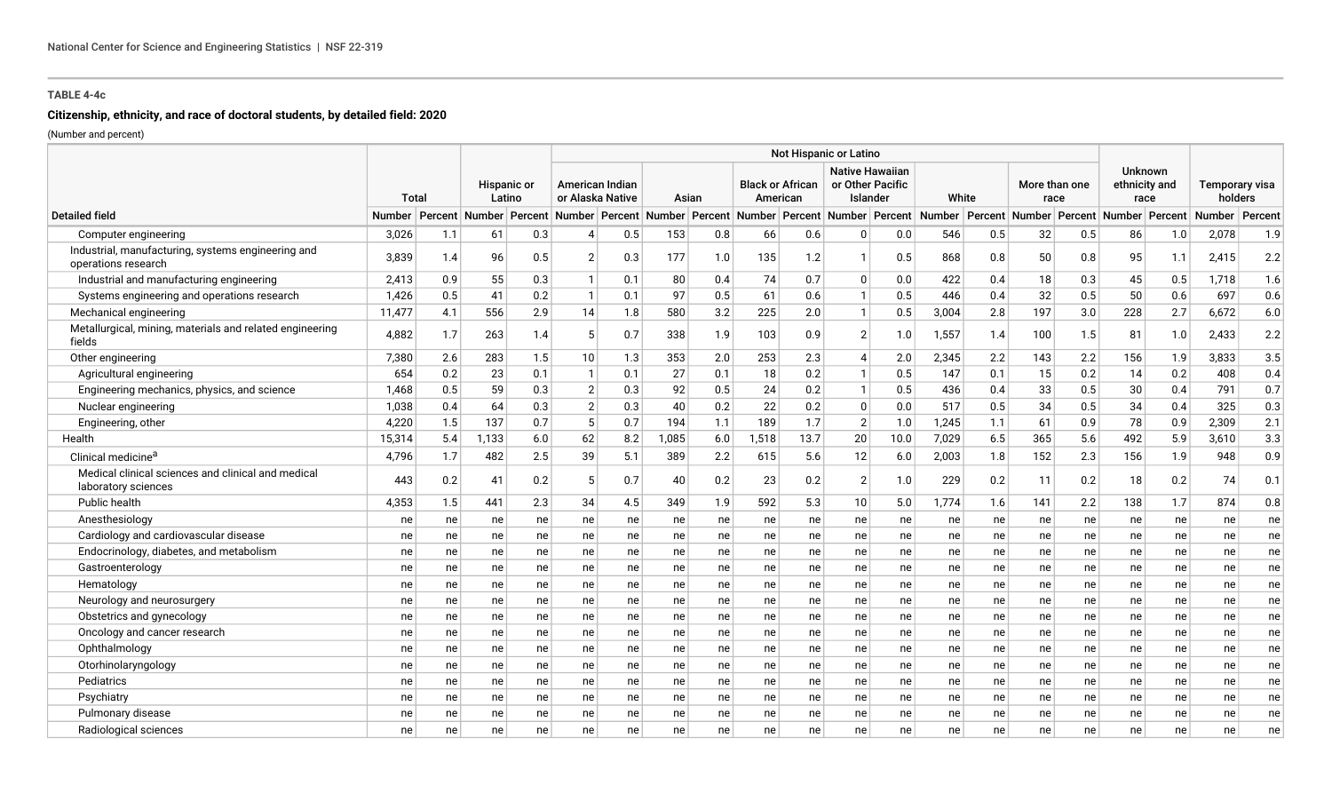**TABLE 4-4c**

**Citizenship, ethnicity, and race of doctoral students, by detailed field: 2020**

(Number and percent)

| Detailed field | Total | | Hispanic or Latino | | Not Hispanic or Latino | | | | | | | | | | | | Unknown ethnicity and race | | Temporary visa holders | |
|---|---|---|---|---|---|---|---|---|---|---|---|---|---|---|---|---|---|---|---|---|
| | | | | | American Indian or Alaska Native | | Asian | | Black or African American | | Native Hawaiian or Other Pacific Islander | | White | | More than one race | | | | | |
| | Number | Percent | Number | Percent | Number | Percent | Number | Percent | Number | Percent | Number | Percent | Number | Percent | Number | Percent | Number | Percent | Number | Percent |
| Computer engineering | 3,026 | 1.1 | 61 | 0.3 | 4 | 0.5 | 153 | 0.8 | 66 | 0.6 | 0 | 0.0 | 546 | 0.5 | 32 | 0.5 | 86 | 1.0 | 2,078 | 1.9 |
| Industrial, manufacturing, systems engineering and operations research | 3,839 | 1.4 | 96 | 0.5 | 2 | 0.3 | 177 | 1.0 | 135 | 1.2 | 1 | 0.5 | 868 | 0.8 | 50 | 0.8 | 95 | 1.1 | 2,415 | 2.2 |
| Industrial and manufacturing engineering | 2,413 | 0.9 | 55 | 0.3 | 1 | 0.1 | 80 | 0.4 | 74 | 0.7 | 0 | 0.0 | 422 | 0.4 | 18 | 0.3 | 45 | 0.5 | 1,718 | 1.6 |
| Systems engineering and operations research | 1,426 | 0.5 | 41 | 0.2 | 1 | 0.1 | 97 | 0.5 | 61 | 0.6 | 1 | 0.5 | 446 | 0.4 | 32 | 0.5 | 50 | 0.6 | 697 | 0.6 |
| Mechanical engineering | 11,477 | 4.1 | 556 | 2.9 | 14 | 1.8 | 580 | 3.2 | 225 | 2.0 | 1 | 0.5 | 3,004 | 2.8 | 197 | 3.0 | 228 | 2.7 | 6,672 | 6.0 |
| Metallurgical, mining, materials and related engineering fields | 4,882 | 1.7 | 263 | 1.4 | 5 | 0.7 | 338 | 1.9 | 103 | 0.9 | 2 | 1.0 | 1,557 | 1.4 | 100 | 1.5 | 81 | 1.0 | 2,433 | 2.2 |
| Other engineering | 7,380 | 2.6 | 283 | 1.5 | 10 | 1.3 | 353 | 2.0 | 253 | 2.3 | 4 | 2.0 | 2,345 | 2.2 | 143 | 2.2 | 156 | 1.9 | 3,833 | 3.5 |
| Agricultural engineering | 654 | 0.2 | 23 | 0.1 | 1 | 0.1 | 27 | 0.1 | 18 | 0.2 | 1 | 0.5 | 147 | 0.1 | 15 | 0.2 | 14 | 0.2 | 408 | 0.4 |
| Engineering mechanics, physics, and science | 1,468 | 0.5 | 59 | 0.3 | 2 | 0.3 | 92 | 0.5 | 24 | 0.2 | 1 | 0.5 | 436 | 0.4 | 33 | 0.5 | 30 | 0.4 | 791 | 0.7 |
| Nuclear engineering | 1,038 | 0.4 | 64 | 0.3 | 2 | 0.3 | 40 | 0.2 | 22 | 0.2 | 0 | 0.0 | 517 | 0.5 | 34 | 0.5 | 34 | 0.4 | 325 | 0.3 |
| Engineering, other | 4,220 | 1.5 | 137 | 0.7 | 5 | 0.7 | 194 | 1.1 | 189 | 1.7 | 2 | 1.0 | 1,245 | 1.1 | 61 | 0.9 | 78 | 0.9 | 2,309 | 2.1 |
| Health | 15,314 | 5.4 | 1,133 | 6.0 | 62 | 8.2 | 1,085 | 6.0 | 1,518 | 13.7 | 20 | 10.0 | 7,029 | 6.5 | 365 | 5.6 | 492 | 5.9 | 3,610 | 3.3 |
| Clinical medicine[a] | 4,796 | 1.7 | 482 | 2.5 | 39 | 5.1 | 389 | 2.2 | 615 | 5.6 | 12 | 6.0 | 2,003 | 1.8 | 152 | 2.3 | 156 | 1.9 | 948 | 0.9 |
| Medical clinical sciences and clinical and medical laboratory sciences | 443 | 0.2 | 41 | 0.2 | 5 | 0.7 | 40 | 0.2 | 23 | 0.2 | 2 | 1.0 | 229 | 0.2 | 11 | 0.2 | 18 | 0.2 | 74 | 0.1 |
| Public health | 4,353 | 1.5 | 441 | 2.3 | 34 | 4.5 | 349 | 1.9 | 592 | 5.3 | 10 | 5.0 | 1,774 | 1.6 | 141 | 2.2 | 138 | 1.7 | 874 | 0.8 |
| Anesthesiology | ne | ne | ne | ne | ne | ne | ne | ne | ne | ne | ne | ne | ne | ne | ne | ne | ne | ne | ne | ne |
| Cardiology and cardiovascular disease | ne | ne | ne | ne | ne | ne | ne | ne | ne | ne | ne | ne | ne | ne | ne | ne | ne | ne | ne | ne |
| Endocrinology, diabetes, and metabolism | ne | ne | ne | ne | ne | ne | ne | ne | ne | ne | ne | ne | ne | ne | ne | ne | ne | ne | ne | ne |
| Gastroenterology | ne | ne | ne | ne | ne | ne | ne | ne | ne | ne | ne | ne | ne | ne | ne | ne | ne | ne | ne | ne |
| Hematology | ne | ne | ne | ne | ne | ne | ne | ne | ne | ne | ne | ne | ne | ne | ne | ne | ne | ne | ne | ne |
| Neurology and neurosurgery | ne | ne | ne | ne | ne | ne | ne | ne | ne | ne | ne | ne | ne | ne | ne | ne | ne | ne | ne | ne |
| Obstetrics and gynecology | ne | ne | ne | ne | ne | ne | ne | ne | ne | ne | ne | ne | ne | ne | ne | ne | ne | ne | ne | ne |
| Oncology and cancer research | ne | ne | ne | ne | ne | ne | ne | ne | ne | ne | ne | ne | ne | ne | ne | ne | ne | ne | ne | ne |
| Ophthalmology | ne | ne | ne | ne | ne | ne | ne | ne | ne | ne | ne | ne | ne | ne | ne | ne | ne | ne | ne | ne |
| Otorhinolaryngology | ne | ne | ne | ne | ne | ne | ne | ne | ne | ne | ne | ne | ne | ne | ne | ne | ne | ne | ne | ne |
| Pediatrics | ne | ne | ne | ne | ne | ne | ne | ne | ne | ne | ne | ne | ne | ne | ne | ne | ne | ne | ne | ne |
| Psychiatry | ne | ne | ne | ne | ne | ne | ne | ne | ne | ne | ne | ne | ne | ne | ne | ne | ne | ne | ne | ne |
| Pulmonary disease | ne | ne | ne | ne | ne | ne | ne | ne | ne | ne | ne | ne | ne | ne | ne | ne | ne | ne | ne | ne |
| Radiological sciences | ne | ne | ne | ne | ne | ne | ne | ne | ne | ne | ne | ne | ne | ne | ne | ne | ne | ne | ne | ne |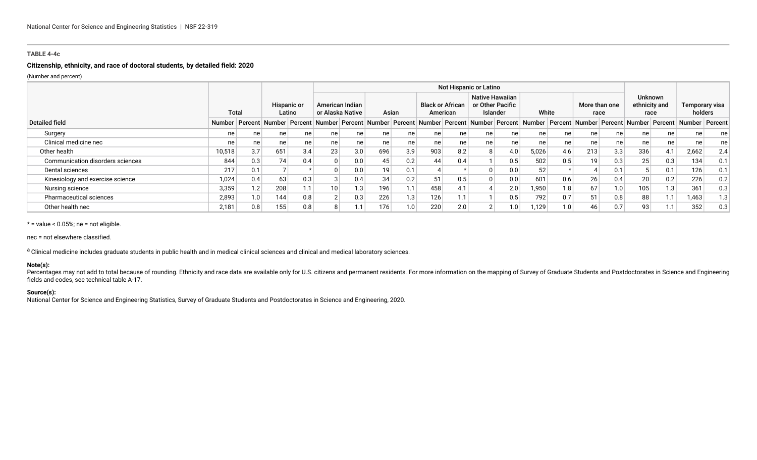TABLE 4-4c

**Citizenship, ethnicity, and race of doctoral students, by detailed field: 2020**

(Number and percent)

| Detailed field | Total | | Hispanic or Latino | | Not Hispanic or Latino | | | | | | | | | | | | Unknown ethnicity and race | | Temporary visa holders | |
|---|---|---|---|---|---|---|---|---|---|---|---|---|---|---|---|---|---|---|---|---|
| | | | | | American Indian or Alaska Native | | Asian | | Black or African American | | Native Hawaiian or Other Pacific Islander | | White | | More than one race | | | | | |
| | Number | Percent | Number | Percent | Number | Percent | Number | Percent | Number | Percent | Number | Percent | Number | Percent | Number | Percent | Number | Percent | Number | Percent |
| Surgery | ne | ne | ne | ne | ne | ne | ne | ne | ne | ne | ne | ne | ne | ne | ne | ne | ne | ne | ne | ne |
| Clinical medicine nec | ne | ne | ne | ne | ne | ne | ne | ne | ne | ne | ne | ne | ne | ne | ne | ne | ne | ne | ne | ne |
| Other health | 10,518 | 3.7 | 651 | 3.4 | 23 | 3.0 | 696 | 3.9 | 903 | 8.2 | 8 | 4.0 | 5,026 | 4.6 | 213 | 3.3 | 336 | 4.1 | 2,662 | 2.4 |
| Communication disorders sciences | 844 | 0.3 | 74 | 0.4 | 0 | 0.0 | 45 | 0.2 | 44 | 0.4 | 1 | 0.5 | 502 | 0.5 | 19 | 0.3 | 25 | 0.3 | 134 | 0.1 |
| Dental sciences | 217 | 0.1 | 7 | * | 0 | 0.0 | 19 | 0.1 | 4 | * | 0 | 0.0 | 52 | * | 4 | 0.1 | 5 | 0.1 | 126 | 0.1 |
| Kinesiology and exercise science | 1,024 | 0.4 | 63 | 0.3 | 3 | 0.4 | 34 | 0.2 | 51 | 0.5 | 0 | 0.0 | 601 | 0.6 | 26 | 0.4 | 20 | 0.2 | 226 | 0.2 |
| Nursing science | 3,359 | 1.2 | 208 | 1.1 | 10 | 1.3 | 196 | 1.1 | 458 | 4.1 | 4 | 2.0 | 1,950 | 1.8 | 67 | 1.0 | 105 | 1.3 | 361 | 0.3 |
| Pharmaceutical sciences | 2,893 | 1.0 | 144 | 0.8 | 2 | 0.3 | 226 | 1.3 | 126 | 1.1 | 1 | 0.5 | 792 | 0.7 | 51 | 0.8 | 88 | 1.1 | 1,463 | 1.3 |
| Other health nec | 2,181 | 0.8 | 155 | 0.8 | 8 | 1.1 | 176 | 1.0 | 220 | 2.0 | 2 | 1.0 | 1,129 | 1.0 | 46 | 0.7 | 93 | 1.1 | 352 | 0.3 |

* = value < 0.05%; ne = not eligible.

nec = not elsewhere classified.

[a] Clinical medicine includes graduate students in public health and in medical clinical sciences and clinical and medical laboratory sciences.

**Note(s):**
Percentages may not add to total because of rounding. Ethnicity and race data are available only for U.S. citizens and permanent residents. For more information on the mapping of Survey of Graduate Students and Postdoctorates in Science and Engineering fields and codes, see technical table A-17.

**Source(s):**
National Center for Science and Engineering Statistics, Survey of Graduate Students and Postdoctorates in Science and Engineering, 2020.